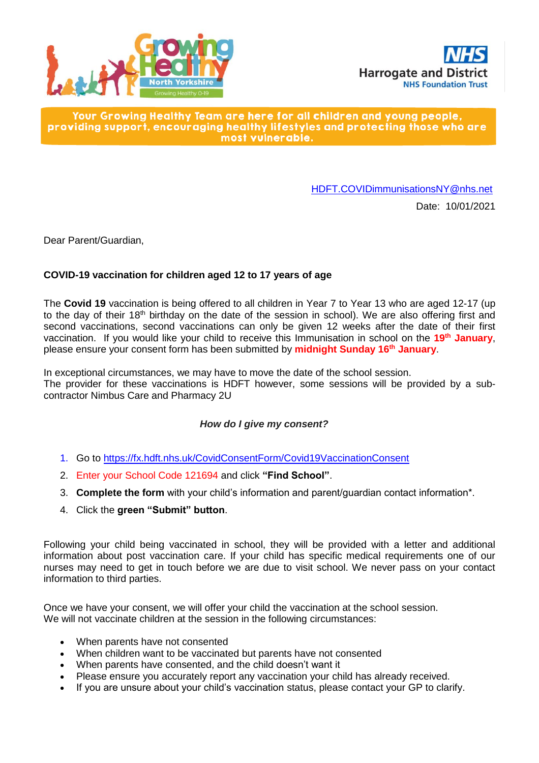**Your Growing Healthy Team are here for all children and young people, providing support, encouraging healthy lifestyles and protecting those who are most vulnerable.**

HDFT.COVIDimmunisationsNY@nhs.net

Date: 10/01/2021

Dear Parent/Guardian,

**COVID-19 vaccination for children aged 12 to 17 years of age**

The **Covid 19** vaccination is being offered to all children in Year 7 to Year 13 who are aged 12-17 (up to the day of their 18th birthday on the date of the session in school). We are also offering first and second vaccinations, second vaccinations can only be given 12 weeks after the date of their first vaccination. If you would like your child to receive this Immunisation in school on the **19th January**, please ensure your consent form has been submitted by **midnight Sunday 16th January**.

In exceptional circumstances, we may have to move the date of the school session.
The provider for these vaccinations is HDFT however, some sessions will be provided by a sub-contractor Nimbus Care and Pharmacy 2U

***How do I give my consent?***

1. Go to https://fx.hdft.nhs.uk/CovidConsentForm/Covid19VaccinationConsent
2. Enter your School Code 121694 and click **"Find School"**.
3. **Complete the form** with your child's information and parent/guardian contact information*.
4. Click the **green "Submit" button**.

Following your child being vaccinated in school, they will be provided with a letter and additional information about post vaccination care. If your child has specific medical requirements one of our nurses may need to get in touch before we are due to visit school. We never pass on your contact information to third parties.

Once we have your consent, we will offer your child the vaccination at the school session.
We will not vaccinate children at the session in the following circumstances:

- When parents have not consented
- When children want to be vaccinated but parents have not consented
- When parents have consented, and the child doesn't want it
- Please ensure you accurately report any vaccination your child has already received.
- If you are unsure about your child's vaccination status, please contact your GP to clarify.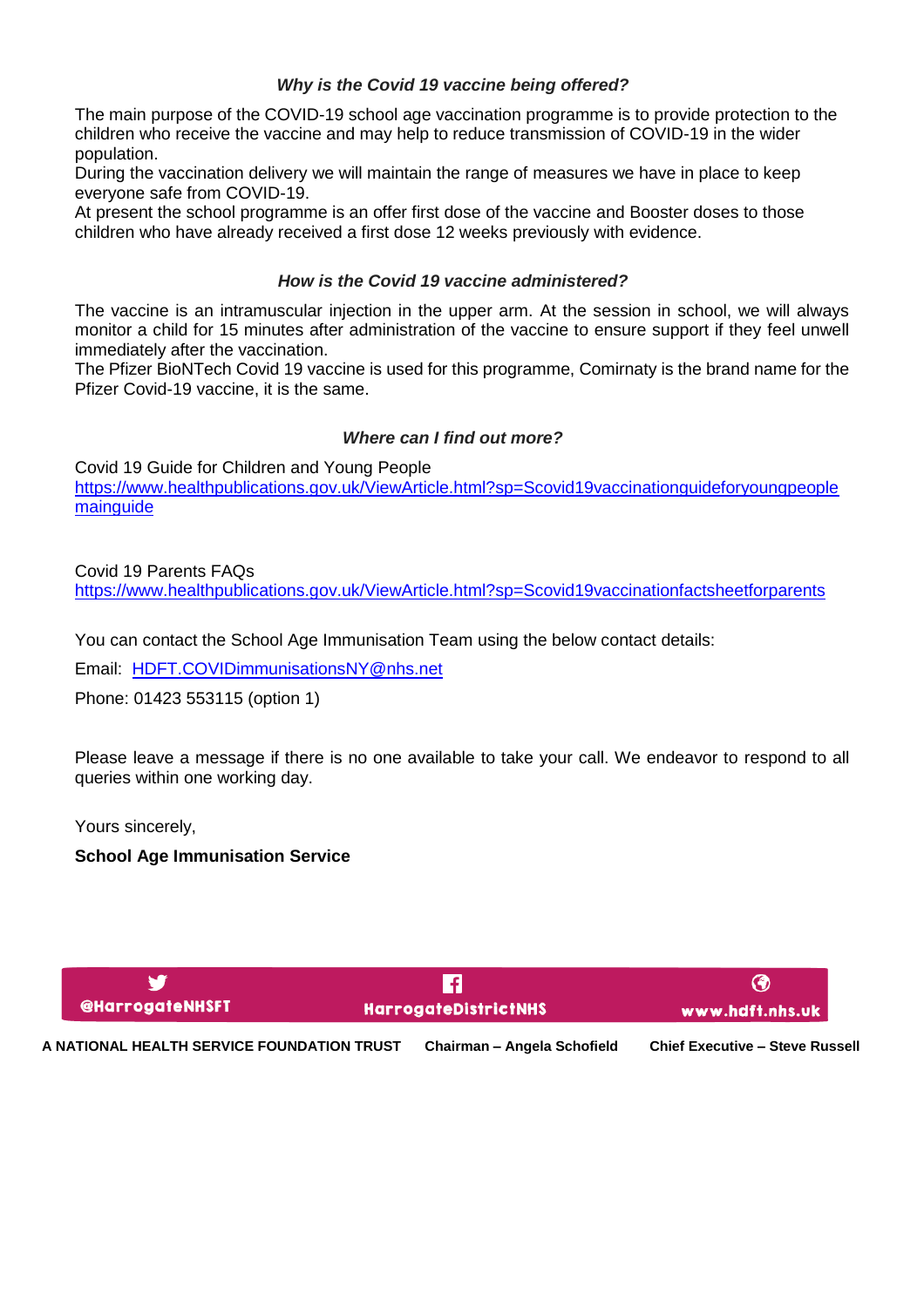### *Why is the Covid 19 vaccine being offered?*

The main purpose of the COVID-19 school age vaccination programme is to provide protection to the children who receive the vaccine and may help to reduce transmission of COVID-19 in the wider population.

During the vaccination delivery we will maintain the range of measures we have in place to keep everyone safe from COVID-19.

At present the school programme is an offer first dose of the vaccine and Booster doses to those children who have already received a first dose 12 weeks previously with evidence.

### *How is the Covid 19 vaccine administered?*

The vaccine is an intramuscular injection in the upper arm. At the session in school, we will always monitor a child for 15 minutes after administration of the vaccine to ensure support if they feel unwell immediately after the vaccination.

The Pfizer BioNTech Covid 19 vaccine is used for this programme, Comirnaty is the brand name for the Pfizer Covid-19 vaccine, it is the same.

### *Where can I find out more?*

Covid 19 Guide for Children and Young People
https://www.healthpublications.gov.uk/ViewArticle.html?sp=Scovid19vaccinationguideforyoungpeoplemainguide

Covid 19 Parents FAQs
https://www.healthpublications.gov.uk/ViewArticle.html?sp=Scovid19vaccinationfactsheetforparents

You can contact the School Age Immunisation Team using the below contact details:

Email: HDFT.COVIDimmunisationsNY@nhs.net

Phone: 01423 553115 (option 1)

Please leave a message if there is no one available to take your call. We endeavor to respond to all queries within one working day.

Yours sincerely,

**School Age Immunisation Service**

@HarrogateNHSFT HarrogateDistrictNHS www.hdft.nhs.uk

**A NATIONAL HEALTH SERVICE FOUNDATION TRUST Chairman – Angela Schofield Chief Executive – Steve Russell**